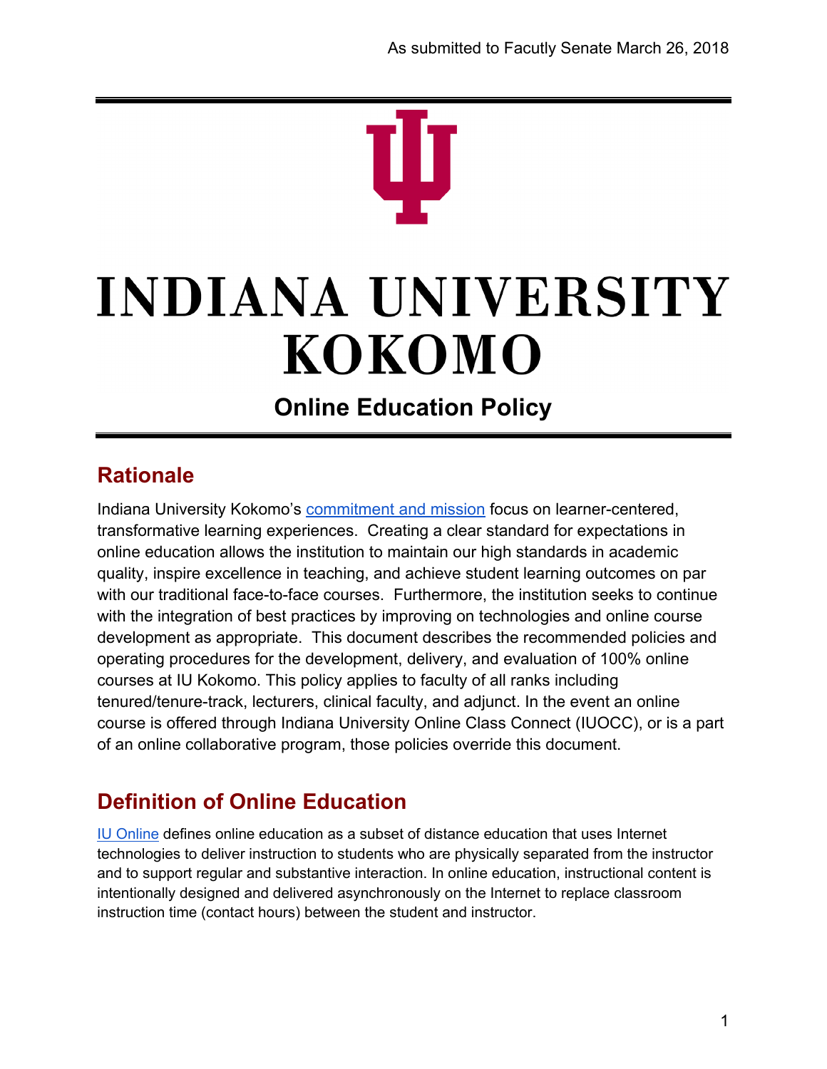As submitted to Facutly Senate March 26, 2018

# INDIANA UNIVERSITY KOKOMO

## Online Education Policy

## Rationale

Indiana University Kokomo's commitment and mission focus on learner-centered, transformative learning experiences. Creating a clear standard for expectations in online education allows the institution to maintain our high standards in academic quality, inspire excellence in teaching, and achieve student learning outcomes on par with our traditional face-to-face courses. Furthermore, the institution seeks to continue with the integration of best practices by improving on technologies and online course development as appropriate. This document describes the recommended policies and operating procedures for the development, delivery, and evaluation of 100% online courses at IU Kokomo. This policy applies to faculty of all ranks including tenured/tenure-track, lecturers, clinical faculty, and adjunct. In the event an online course is offered through Indiana University Online Class Connect (IUOCC), or is a part of an online collaborative program, those policies override this document.

## Definition of Online Education

IU Online defines online education as a subset of distance education that uses Internet technologies to deliver instruction to students who are physically separated from the instructor and to support regular and substantive interaction. In online education, instructional content is intentionally designed and delivered asynchronously on the Internet to replace classroom instruction time (contact hours) between the student and instructor.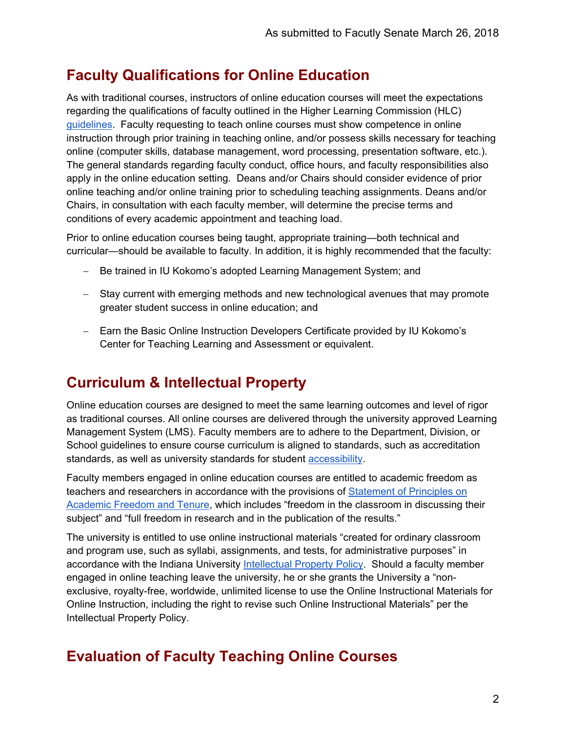## Faculty Qualifications for Online Education

As with traditional courses, instructors of online education courses will meet the expectations regarding the qualifications of faculty outlined in the Higher Learning Commission (HLC) guidelines. Faculty requesting to teach online courses must show competence in online instruction through prior training in teaching online, and/or possess skills necessary for teaching online (computer skills, database management, word processing, presentation software, etc.). The general standards regarding faculty conduct, office hours, and faculty responsibilities also apply in the online education setting. Deans and/or Chairs should consider evidence of prior online teaching and/or online training prior to scheduling teaching assignments. Deans and/or Chairs, in consultation with each faculty member, will determine the precise terms and conditions of every academic appointment and teaching load.

Prior to online education courses being taught, appropriate training—both technical and curricular—should be available to faculty. In addition, it is highly recommended that the faculty:

- Be trained in IU Kokomo's adopted Learning Management System; and
- Stay current with emerging methods and new technological avenues that may promote greater student success in online education; and
- Earn the Basic Online Instruction Developers Certificate provided by IU Kokomo's Center for Teaching Learning and Assessment or equivalent.

## Curriculum & Intellectual Property

Online education courses are designed to meet the same learning outcomes and level of rigor as traditional courses. All online courses are delivered through the university approved Learning Management System (LMS). Faculty members are to adhere to the Department, Division, or School guidelines to ensure course curriculum is aligned to standards, such as accreditation standards, as well as university standards for student accessibility.

Faculty members engaged in online education courses are entitled to academic freedom as teachers and researchers in accordance with the provisions of Statement of Principles on Academic Freedom and Tenure, which includes "freedom in the classroom in discussing their subject" and "full freedom in research and in the publication of the results."

The university is entitled to use online instructional materials "created for ordinary classroom and program use, such as syllabi, assignments, and tests, for administrative purposes" in accordance with the Indiana University Intellectual Property Policy. Should a faculty member engaged in online teaching leave the university, he or she grants the University a "non-exclusive, royalty-free, worldwide, unlimited license to use the Online Instructional Materials for Online Instruction, including the right to revise such Online Instructional Materials" per the Intellectual Property Policy.

## Evaluation of Faculty Teaching Online Courses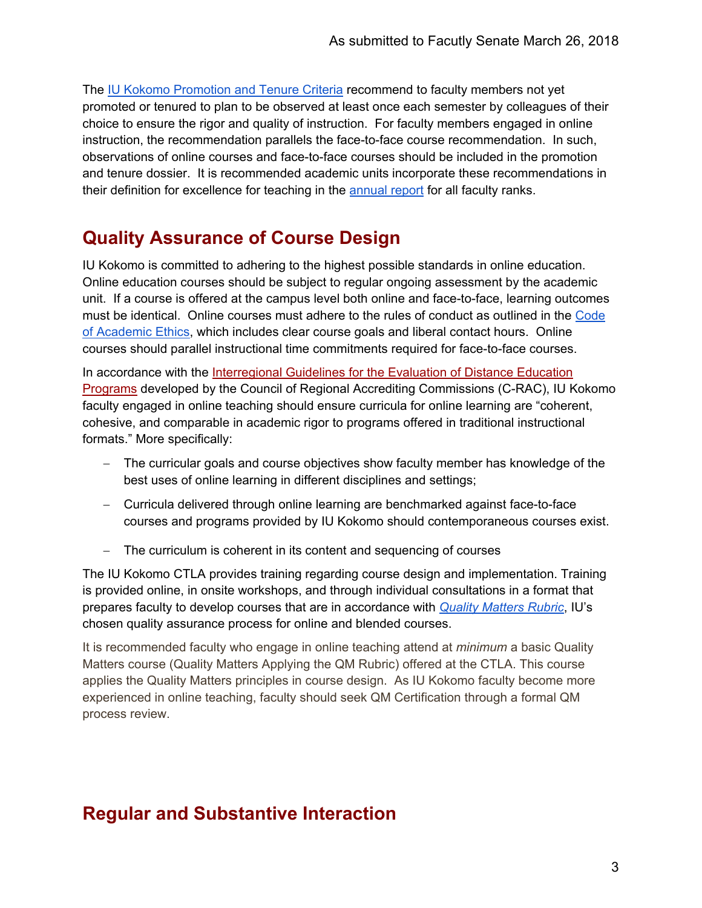The IU Kokomo Promotion and Tenure Criteria recommend to faculty members not yet promoted or tenured to plan to be observed at least once each semester by colleagues of their choice to ensure the rigor and quality of instruction. For faculty members engaged in online instruction, the recommendation parallels the face-to-face course recommendation. In such, observations of online courses and face-to-face courses should be included in the promotion and tenure dossier. It is recommended academic units incorporate these recommendations in their definition for excellence for teaching in the annual report for all faculty ranks.

## Quality Assurance of Course Design

IU Kokomo is committed to adhering to the highest possible standards in online education. Online education courses should be subject to regular ongoing assessment by the academic unit. If a course is offered at the campus level both online and face-to-face, learning outcomes must be identical. Online courses must adhere to the rules of conduct as outlined in the Code of Academic Ethics, which includes clear course goals and liberal contact hours. Online courses should parallel instructional time commitments required for face-to-face courses.

In accordance with the Interregional Guidelines for the Evaluation of Distance Education Programs developed by the Council of Regional Accrediting Commissions (C-RAC), IU Kokomo faculty engaged in online teaching should ensure curricula for online learning are "coherent, cohesive, and comparable in academic rigor to programs offered in traditional instructional formats." More specifically:

- The curricular goals and course objectives show faculty member has knowledge of the best uses of online learning in different disciplines and settings;
- Curricula delivered through online learning are benchmarked against face-to-face courses and programs provided by IU Kokomo should contemporaneous courses exist.
- The curriculum is coherent in its content and sequencing of courses

The IU Kokomo CTLA provides training regarding course design and implementation. Training is provided online, in onsite workshops, and through individual consultations in a format that prepares faculty to develop courses that are in accordance with *Quality Matters Rubric*, IU's chosen quality assurance process for online and blended courses.

It is recommended faculty who engage in online teaching attend at *minimum* a basic Quality Matters course (Quality Matters Applying the QM Rubric) offered at the CTLA. This course applies the Quality Matters principles in course design. As IU Kokomo faculty become more experienced in online teaching, faculty should seek QM Certification through a formal QM process review.

## Regular and Substantive Interaction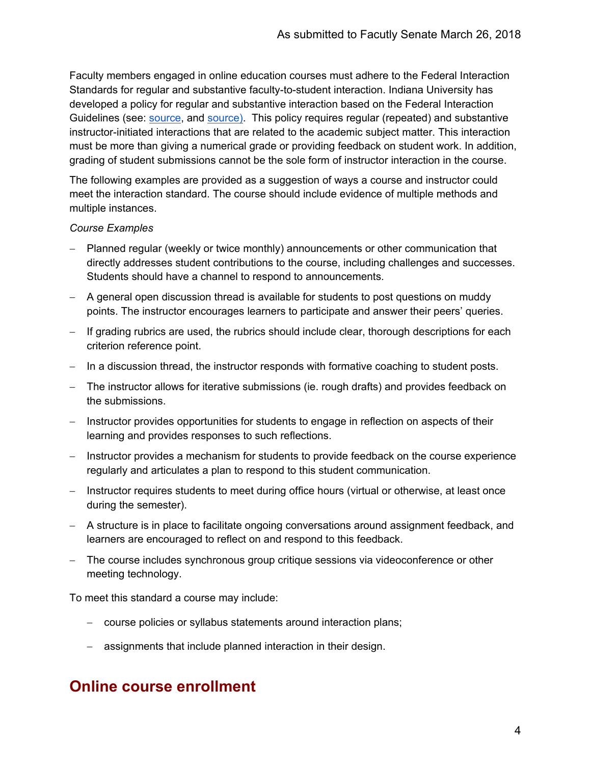Faculty members engaged in online education courses must adhere to the Federal Interaction Standards for regular and substantive faculty-to-student interaction. Indiana University has developed a policy for regular and substantive interaction based on the Federal Interaction Guidelines (see: source, and source). This policy requires regular (repeated) and substantive instructor-initiated interactions that are related to the academic subject matter. This interaction must be more than giving a numerical grade or providing feedback on student work. In addition, grading of student submissions cannot be the sole form of instructor interaction in the course.

The following examples are provided as a suggestion of ways a course and instructor could meet the interaction standard. The course should include evidence of multiple methods and multiple instances.

*Course Examples*

- Planned regular (weekly or twice monthly) announcements or other communication that directly addresses student contributions to the course, including challenges and successes. Students should have a channel to respond to announcements.
- A general open discussion thread is available for students to post questions on muddy points. The instructor encourages learners to participate and answer their peers' queries.
- If grading rubrics are used, the rubrics should include clear, thorough descriptions for each criterion reference point.
- In a discussion thread, the instructor responds with formative coaching to student posts.
- The instructor allows for iterative submissions (ie. rough drafts) and provides feedback on the submissions.
- Instructor provides opportunities for students to engage in reflection on aspects of their learning and provides responses to such reflections.
- Instructor provides a mechanism for students to provide feedback on the course experience regularly and articulates a plan to respond to this student communication.
- Instructor requires students to meet during office hours (virtual or otherwise, at least once during the semester).
- A structure is in place to facilitate ongoing conversations around assignment feedback, and learners are encouraged to reflect on and respond to this feedback.
- The course includes synchronous group critique sessions via videoconference or other meeting technology.

To meet this standard a course may include:

- course policies or syllabus statements around interaction plans;
- assignments that include planned interaction in their design.

## Online course enrollment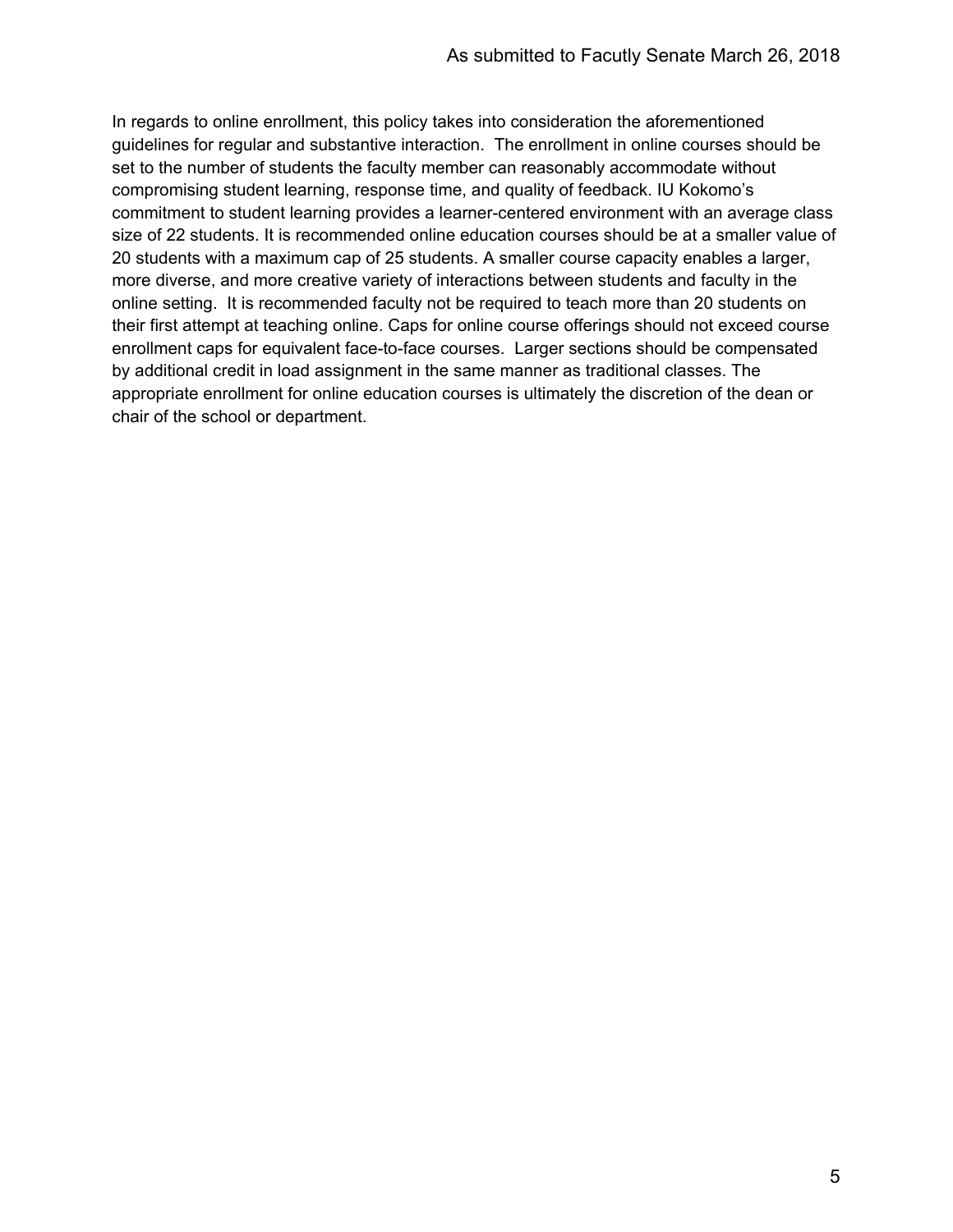In regards to online enrollment, this policy takes into consideration the aforementioned guidelines for regular and substantive interaction. The enrollment in online courses should be set to the number of students the faculty member can reasonably accommodate without compromising student learning, response time, and quality of feedback. IU Kokomo's commitment to student learning provides a learner-centered environment with an average class size of 22 students. It is recommended online education courses should be at a smaller value of 20 students with a maximum cap of 25 students. A smaller course capacity enables a larger, more diverse, and more creative variety of interactions between students and faculty in the online setting. It is recommended faculty not be required to teach more than 20 students on their first attempt at teaching online. Caps for online course offerings should not exceed course enrollment caps for equivalent face-to-face courses. Larger sections should be compensated by additional credit in load assignment in the same manner as traditional classes. The appropriate enrollment for online education courses is ultimately the discretion of the dean or chair of the school or department.